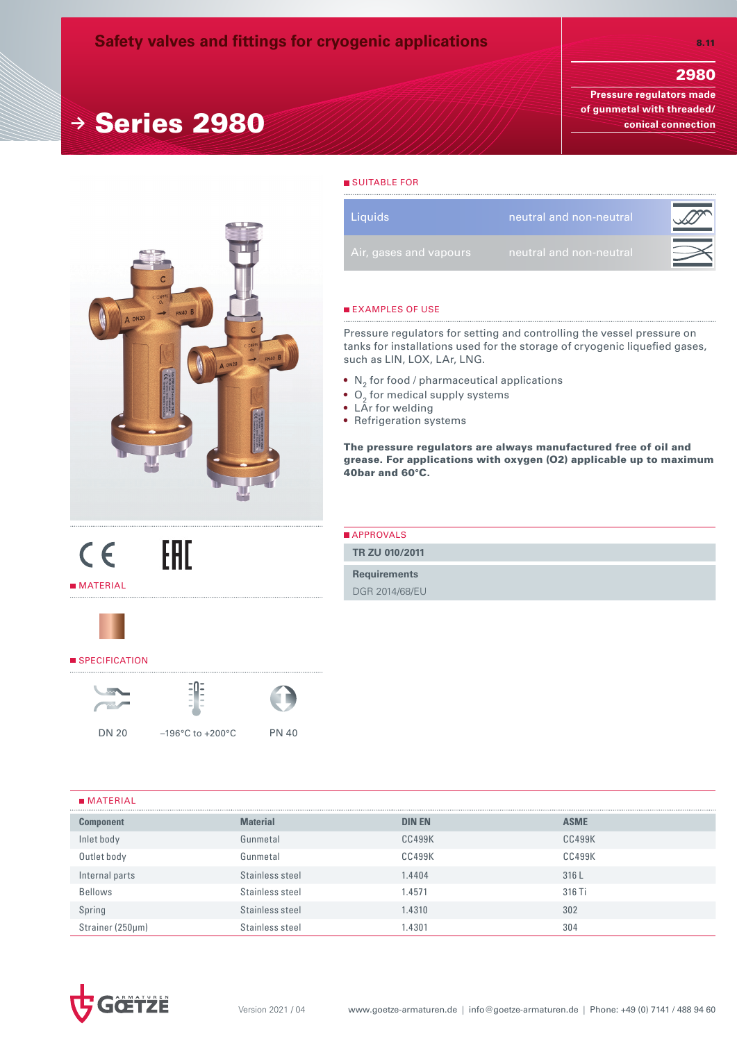# Safety valves and fittings for cryogenic applications

8.11

## 2980

**Pressure regulators made of gunmetal with threaded/ conical connection**

# → Series 2980

## SUITABLE FOR

| | | |
|---|---|---|
| Liquids | neutral and non-neutral | |
| Air, gases and vapours | neutral and non-neutral | |

## EXAMPLES OF USE

Pressure regulators for setting and controlling the vessel pressure on tanks for installations used for the storage of cryogenic liquefied gases, such as LIN, LOX, LAr, LNG.

- $N_2$ for food / pharmaceutical applications
- $O_2$ for medical supply systems
- LAr for welding
- Refrigeration systems

**The pressure regulators are always manufactured free of oil and grease. For applications with oxygen (O2) applicable up to maximum 40bar and 60°C.**

## APPROVALS

**TR ZU 010/2011**

**Requirements**
DGR 2014/68/EU

## MATERIAL

## SPECIFICATION

DN 20 | –196°C to +200°C | PN 40

## MATERIAL

| Component | Material | DIN EN | ASME |
|---|---|---|---|
| Inlet body | Gunmetal | CC499K | CC499K |
| Outlet body | Gunmetal | CC499K | CC499K |
| Internal parts | Stainless steel | 1.4404 | 316 L |
| Bellows | Stainless steel | 1.4571 | 316 Ti |
| Spring | Stainless steel | 1.4310 | 302 |
| Strainer (250µm) | Stainless steel | 1.4301 | 304 |

Version 2021 / 04 | www.goetze-armaturen.de | info@goetze-armaturen.de | Phone: +49 (0) 7141 / 488 94 60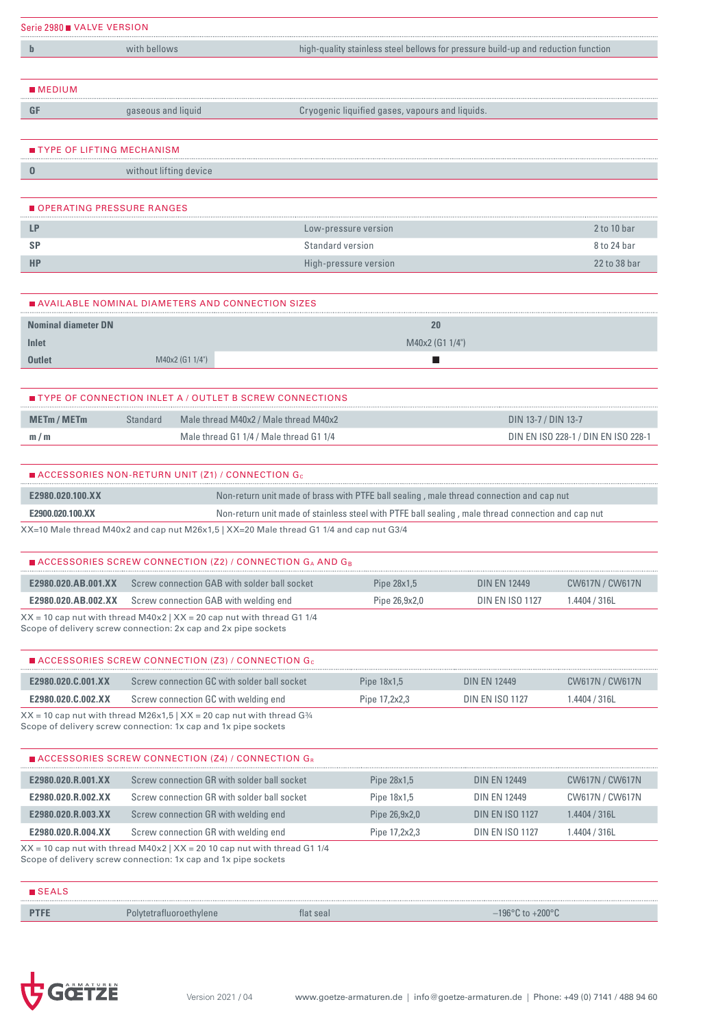## Serie 2980 ■ VALVE VERSION

| | | |
|---|---|---|
| **b** | with bellows | high-quality stainless steel bellows for pressure build-up and reduction function |

## ■ MEDIUM

| | | |
|---|---|---|
| **GF** | gaseous and liquid | Cryogenic liquified gases, vapours and liquids. |

## ■ TYPE OF LIFTING MECHANISM

| | |
|---|---|
| **0** | without lifting device |

## ■ OPERATING PRESSURE RANGES

| | | |
|---|---|---|
| **LP** | Low-pressure version | 2 to 10 bar |
| **SP** | Standard version | 8 to 24 bar |
| **HP** | High-pressure version | 22 to 38 bar |

## ■ AVAILABLE NOMINAL DIAMETERS AND CONNECTION SIZES

| | | |
|---|---|---|
| **Nominal diameter DN** | | **20** |
| **Inlet** | | M40x2 (G1 1/4") |
| **Outlet** | M40x2 (G1 1/4") | ■ |

## ■ TYPE OF CONNECTION INLET A / OUTLET B SCREW CONNECTIONS

| | | | |
|---|---|---|---|
| **METm / METm** | Standard | Male thread M40x2 / Male thread M40x2 | DIN 13-7 / DIN 13-7 |
| **m / m** | | Male thread G1 1/4 / Male thread G1 1/4 | DIN EN ISO 228-1 / DIN EN ISO 228-1 |

## ■ ACCESSORIES NON-RETURN UNIT (Z1) / CONNECTION $G_C$

| | |
|---|---|
| **E2980.020.100.XX** | Non-return unit made of brass with PTFE ball sealing , male thread connection and cap nut |
| **E2900.020.100.XX** | Non-return unit made of stainless steel with PTFE ball sealing , male thread connection and cap nut |

XX=10 Male thread M40x2 and cap nut M26x1,5 | XX=20 Male thread G1 1/4 and cap nut G3/4

## ■ ACCESSORIES SCREW CONNECTION (Z2) / CONNECTION $G_A$ AND $G_B$

| | | | | |
|---|---|---|---|---|
| **E2980.020.AB.001.XX** | Screw connection GAB with solder ball socket | Pipe 28x1,5 | DIN EN 12449 | CW617N / CW617N |
| **E2980.020.AB.002.XX** | Screw connection GAB with welding end | Pipe 26,9x2,0 | DIN EN ISO 1127 | 1.4404 / 316L |

XX = 10 cap nut with thread M40x2 | XX = 20 cap nut with thread G1 1/4
Scope of delivery screw connection: 2x cap and 2x pipe sockets

## ■ ACCESSORIES SCREW CONNECTION (Z3) / CONNECTION $G_C$

| | | | | |
|---|---|---|---|---|
| **E2980.020.C.001.XX** | Screw connection GC with solder ball socket | Pipe 18x1,5 | DIN EN 12449 | CW617N / CW617N |
| **E2980.020.C.002.XX** | Screw connection GC with welding end | Pipe 17,2x2,3 | DIN EN ISO 1127 | 1.4404 / 316L |

XX = 10 cap nut with thread M26x1,5 | XX = 20 cap nut with thread G¾
Scope of delivery screw connection: 1x cap and 1x pipe sockets

## ■ ACCESSORIES SCREW CONNECTION (Z4) / CONNECTION $G_R$

| | | | | |
|---|---|---|---|---|
| **E2980.020.R.001.XX** | Screw connection GR with solder ball socket | Pipe 28x1,5 | DIN EN 12449 | CW617N / CW617N |
| **E2980.020.R.002.XX** | Screw connection GR with solder ball socket | Pipe 18x1,5 | DIN EN 12449 | CW617N / CW617N |
| **E2980.020.R.003.XX** | Screw connection GR with welding end | Pipe 26,9x2,0 | DIN EN ISO 1127 | 1.4404 / 316L |
| **E2980.020.R.004.XX** | Screw connection GR with welding end | Pipe 17,2x2,3 | DIN EN ISO 1127 | 1.4404 / 316L |

XX = 10 cap nut with thread M40x2 | XX = 20 10 cap nut with thread G1 1/4
Scope of delivery screw connection: 1x cap and 1x pipe sockets

## ■ SEALS

| | | | |
|---|---|---|---|
| **PTFE** | Polytetrafluoroethylene | flat seal | –196°C to +200°C |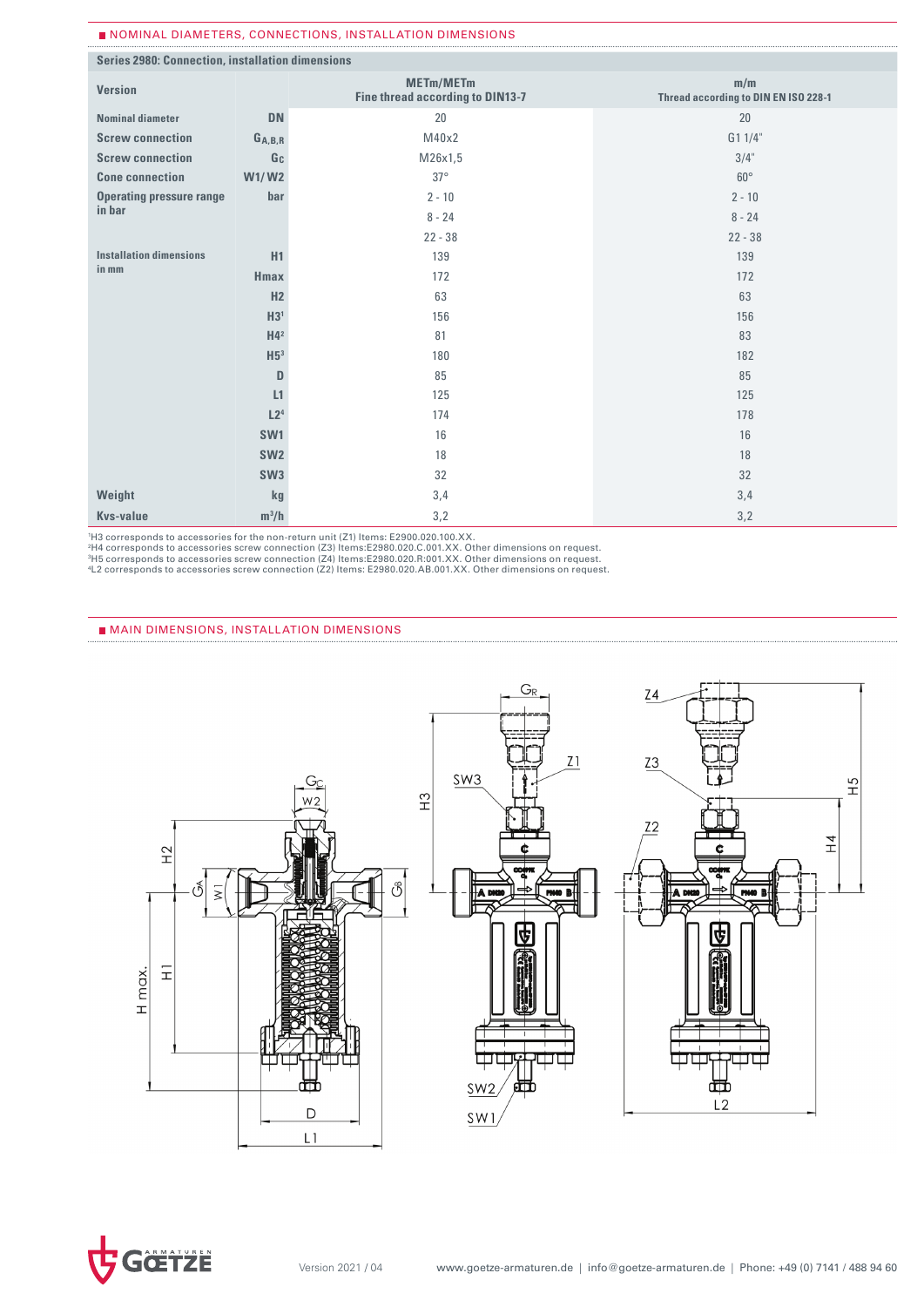## NOMINAL DIAMETERS, CONNECTIONS, INSTALLATION DIMENSIONS

| Series 2980: Connection, installation dimensions | | | |
|---|---|---|---|
| Version | | METm/METm<br>Fine thread according to DIN13-7 | m/m<br>Thread according to DIN EN ISO 228-1 |
| Nominal diameter | DN | 20 | 20 |
| Screw connection | $G_{A,B,R}$ | M40x2 | G1 1/4" |
| Screw connection | Gc | M26x1,5 | 3/4" |
| Cone connection | W1/ W2 | 37° | 60° |
| Operating pressure range in bar | bar | 2 - 10 | 2 - 10 |
| | | 8 - 24 | 8 - 24 |
| | | 22 - 38 | 22 - 38 |
| Installation dimensions in mm | H1 | 139 | 139 |
| | Hmax | 172 | 172 |
| | H2 | 63 | 63 |
| | H3[1] | 156 | 156 |
| | H4[2] | 81 | 83 |
| | H5[3] | 180 | 182 |
| | D | 85 | 85 |
| | L1 | 125 | 125 |
| | L2[4] | 174 | 178 |
| | SW1 | 16 | 16 |
| | SW2 | 18 | 18 |
| | SW3 | 32 | 32 |
| Weight | kg | 3,4 | 3,4 |
| Kvs-value | m³/h | 3,2 | 3,2 |

[1]H3 corresponds to accessories for the non-return unit (Z1) Items: E2900.020.100.XX.
[2]H4 corresponds to accessories screw connection (Z3) Items:E2980.020.C.001.XX. Other dimensions on request.
[3]H5 corresponds to accessories screw connection (Z4) Items:E2980.020.R:001.XX. Other dimensions on request.
[4]L2 corresponds to accessories screw connection (Z2) Items: E2980.020.AB.001.XX. Other dimensions on request.

## MAIN DIMENSIONS, INSTALLATION DIMENSIONS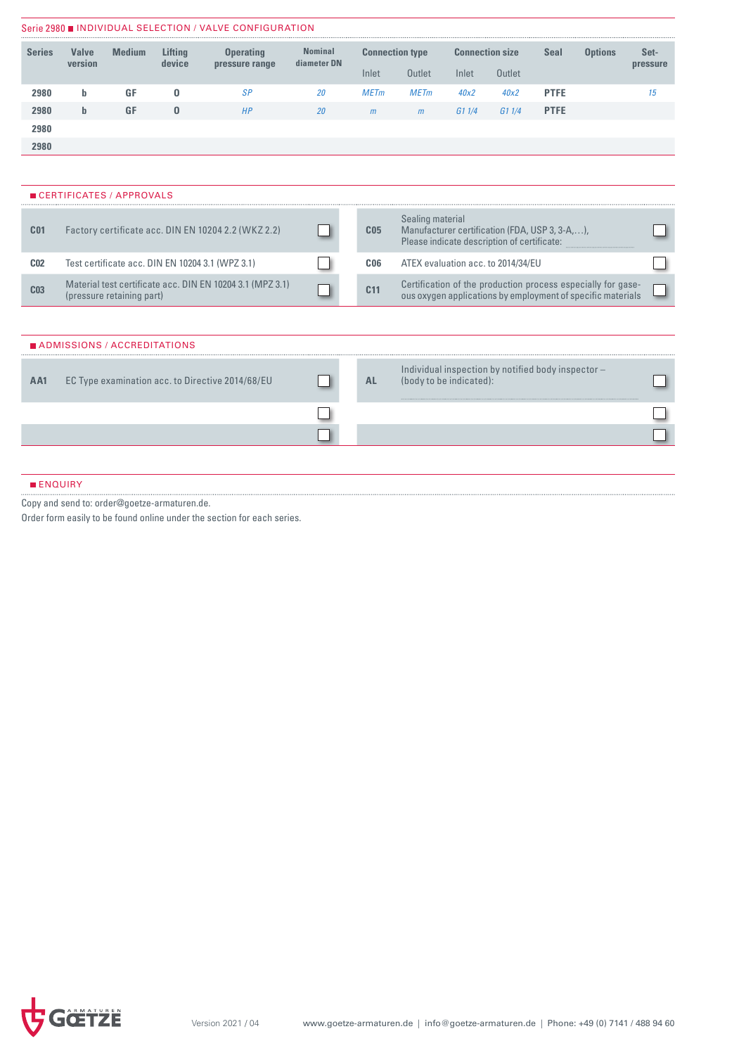## Serie 2980 ■ INDIVIDUAL SELECTION / VALVE CONFIGURATION

| Series | Valve version | Medium | Lifting device | Operating pressure range | Nominal diameter DN | Connection type | | Connection size | | Seal | Options | Set-pressure |
|---|---|---|---|---|---|---|---|---|---|---|---|---|
| | | | | | | Inlet | Outlet | Inlet | Outlet | | | |
| 2980 | b | GF | 0 | *SP* | *20* | *METm* | *METm* | *40x2* | *40x2* | PTFE | | *15* |
| 2980 | b | GF | 0 | *HP* | *20* | *m* | *m* | *G1 1/4* | *G1 1/4* | PTFE | | |
| 2980 | | | | | | | | | | | | |
| 2980 | | | | | | | | | | | | |

## ■ CERTIFICATES / APPROVALS

| | | | | | |
|---|---|---|---|---|---|
| C01 | Factory certificate acc. DIN EN 10204 2.2 (WKZ 2.2) | ☐ | C05 | Sealing material<br>Manufacturer certification (FDA, USP 3, 3-A,…),<br>Please indicate description of certificate: ............ | ☐ |
| C02 | Test certificate acc. DIN EN 10204 3.1 (WPZ 3.1) | ☐ | C06 | ATEX evaluation acc. to 2014/34/EU | ☐ |
| C03 | Material test certificate acc. DIN EN 10204 3.1 (MPZ 3.1) (pressure retaining part) | ☐ | C11 | Certification of the production process especially for gaseous oxygen applications by employment of specific materials | ☐ |

## ■ ADMISSIONS / ACCREDITATIONS

| | | | | | |
|---|---|---|---|---|---|
| AA1 | EC Type examination acc. to Directive 2014/68/EU | ☐ | AL | Individual inspection by notified body inspector – (body to be indicated): ............ | ☐ |
| | | ☐ | | | ☐ |
| | | ☐ | | | ☐ |

## ■ ENQUIRY

Copy and send to: order@goetze-armaturen.de.

Order form easily to be found online under the section for each series.

GOETZE ARMATUREN

Version 2021 / 04

www.goetze-armaturen.de | info@goetze-armaturen.de | Phone: +49 (0) 7141 / 488 94 60